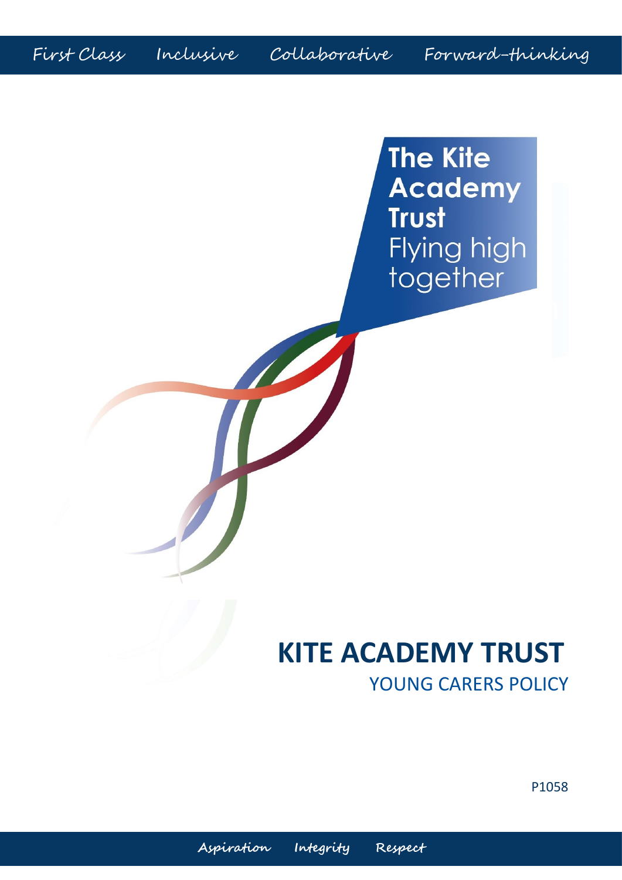First Class Inclusive Collaborative Forward-thinking

The Kite Academy Trust
Flying high together

# KITE ACADEMY TRUST

## YOUNG CARERS POLICY

P1058

Aspiration Integrity Respect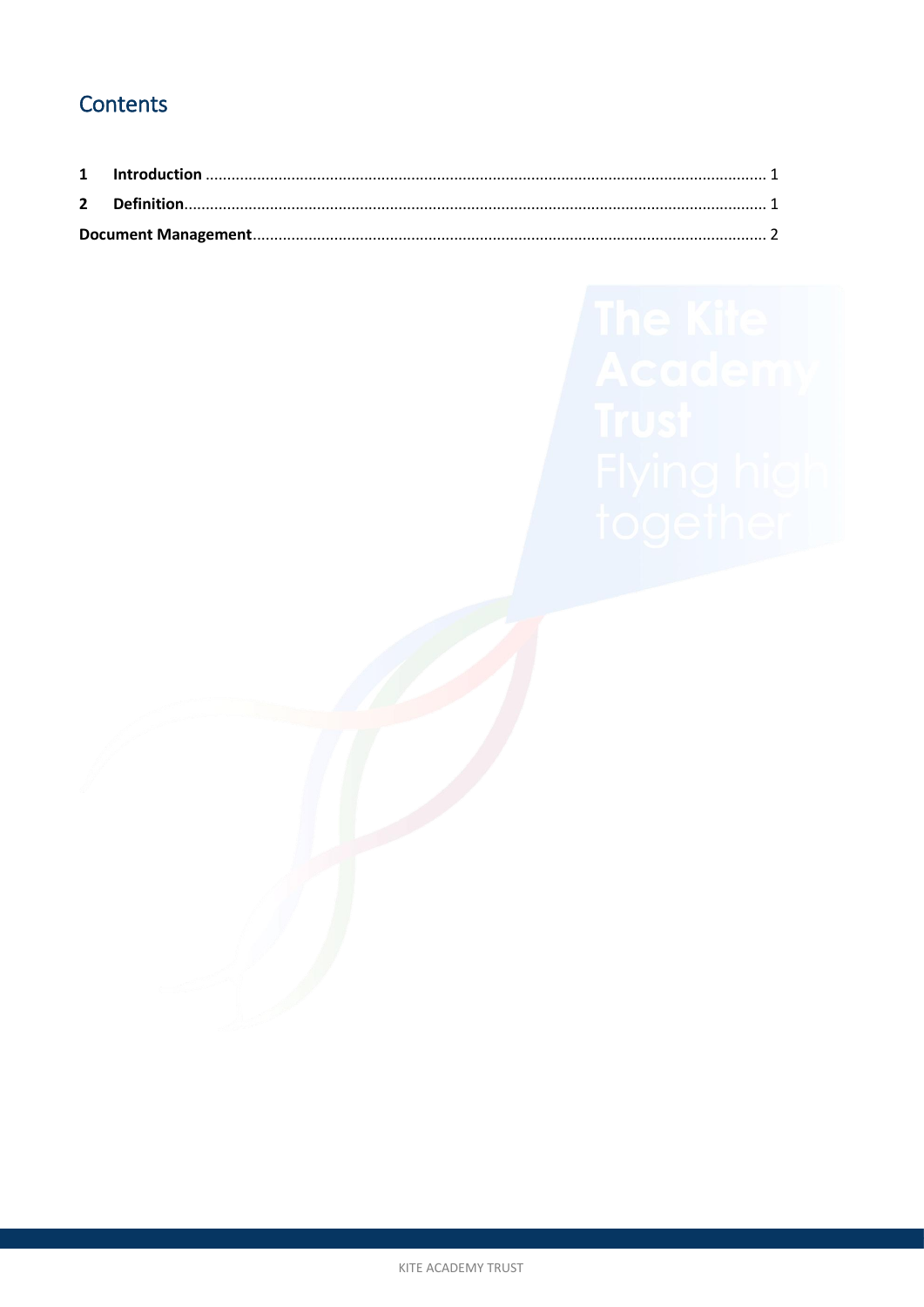# Contents

| | | |
|---|---|---|
| **1** | **Introduction** | 1 |
| **2** | **Definition** | 1 |
| **Document Management** | | 2 |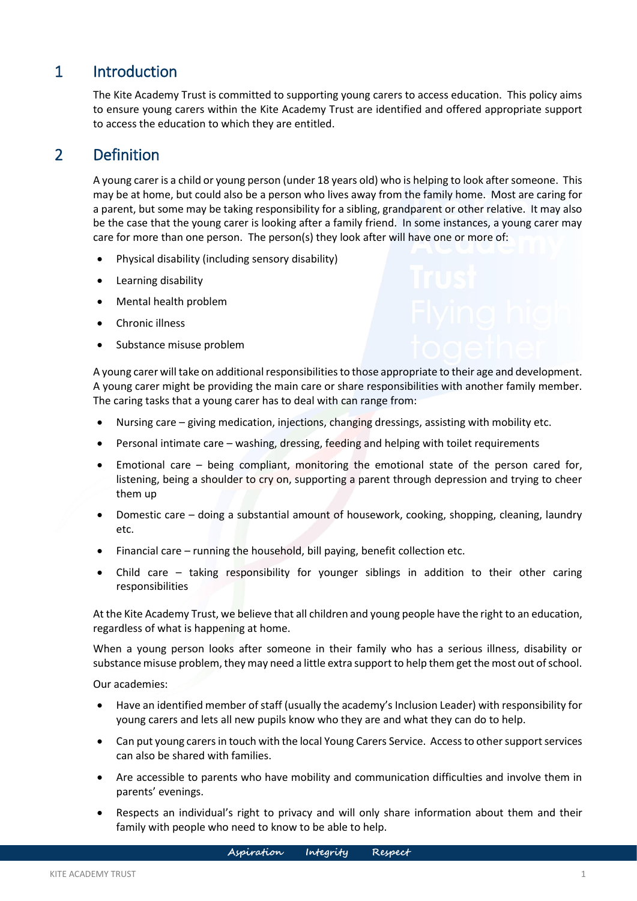## 1 Introduction

The Kite Academy Trust is committed to supporting young carers to access education. This policy aims to ensure young carers within the Kite Academy Trust are identified and offered appropriate support to access the education to which they are entitled.

## 2 Definition

A young carer is a child or young person (under 18 years old) who is helping to look after someone. This may be at home, but could also be a person who lives away from the family home. Most are caring for a parent, but some may be taking responsibility for a sibling, grandparent or other relative. It may also be the case that the young carer is looking after a family friend. In some instances, a young carer may care for more than one person. The person(s) they look after will have one or more of:

- Physical disability (including sensory disability)
- Learning disability
- Mental health problem
- Chronic illness
- Substance misuse problem

A young carer will take on additional responsibilities to those appropriate to their age and development. A young carer might be providing the main care or share responsibilities with another family member. The caring tasks that a young carer has to deal with can range from:

- Nursing care – giving medication, injections, changing dressings, assisting with mobility etc.
- Personal intimate care – washing, dressing, feeding and helping with toilet requirements
- Emotional care – being compliant, monitoring the emotional state of the person cared for, listening, being a shoulder to cry on, supporting a parent through depression and trying to cheer them up
- Domestic care – doing a substantial amount of housework, cooking, shopping, cleaning, laundry etc.
- Financial care – running the household, bill paying, benefit collection etc.
- Child care – taking responsibility for younger siblings in addition to their other caring responsibilities

At the Kite Academy Trust, we believe that all children and young people have the right to an education, regardless of what is happening at home.

When a young person looks after someone in their family who has a serious illness, disability or substance misuse problem, they may need a little extra support to help them get the most out of school.

Our academies:

- Have an identified member of staff (usually the academy's Inclusion Leader) with responsibility for young carers and lets all new pupils know who they are and what they can do to help.
- Can put young carers in touch with the local Young Carers Service. Access to other support services can also be shared with families.
- Are accessible to parents who have mobility and communication difficulties and involve them in parents' evenings.
- Respects an individual's right to privacy and will only share information about them and their family with people who need to know to be able to help.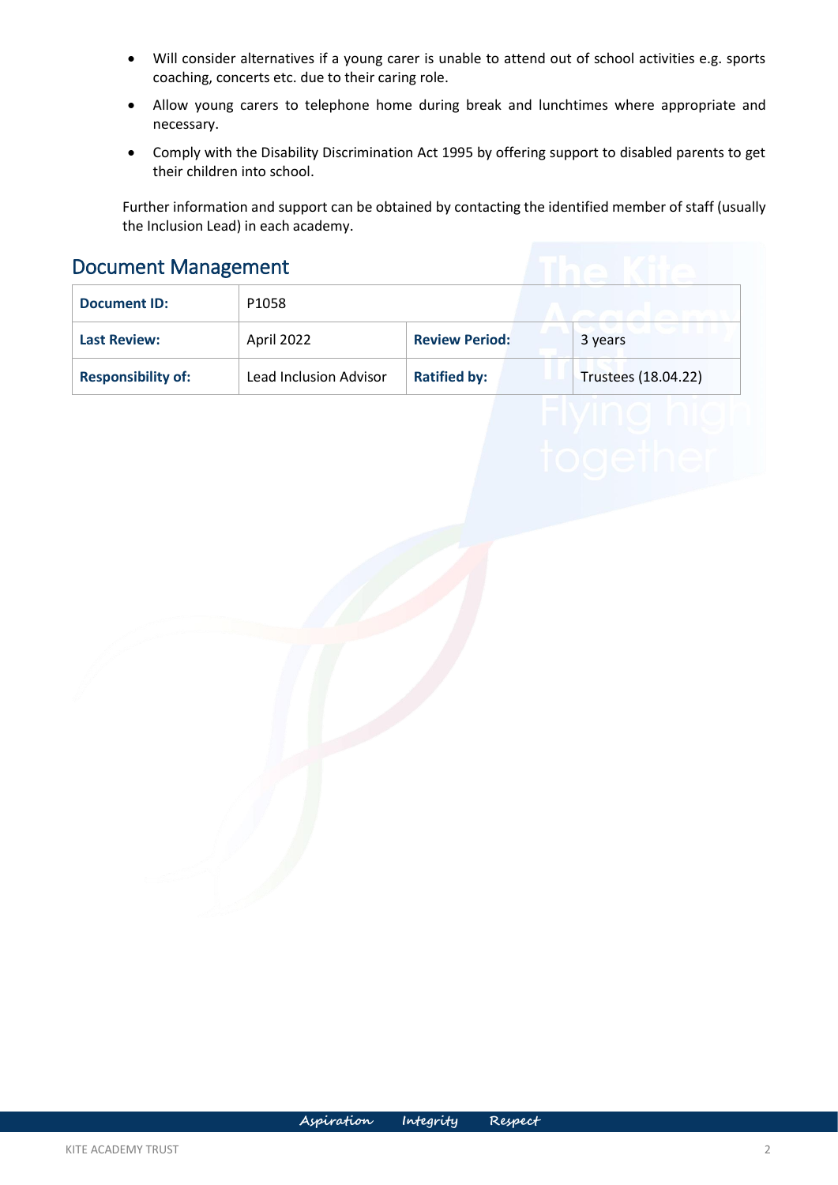- Will consider alternatives if a young carer is unable to attend out of school activities e.g. sports coaching, concerts etc. due to their caring role.
- Allow young carers to telephone home during break and lunchtimes where appropriate and necessary.
- Comply with the Disability Discrimination Act 1995 by offering support to disabled parents to get their children into school.

Further information and support can be obtained by contacting the identified member of staff (usually the Inclusion Lead) in each academy.

## Document Management

| | | | |
|---|---|---|---|
| **Document ID:** | P1058 | | |
| **Last Review:** | April 2022 | **Review Period:** | 3 years |
| **Responsibility of:** | Lead Inclusion Advisor | **Ratified by:** | Trustees (18.04.22) |